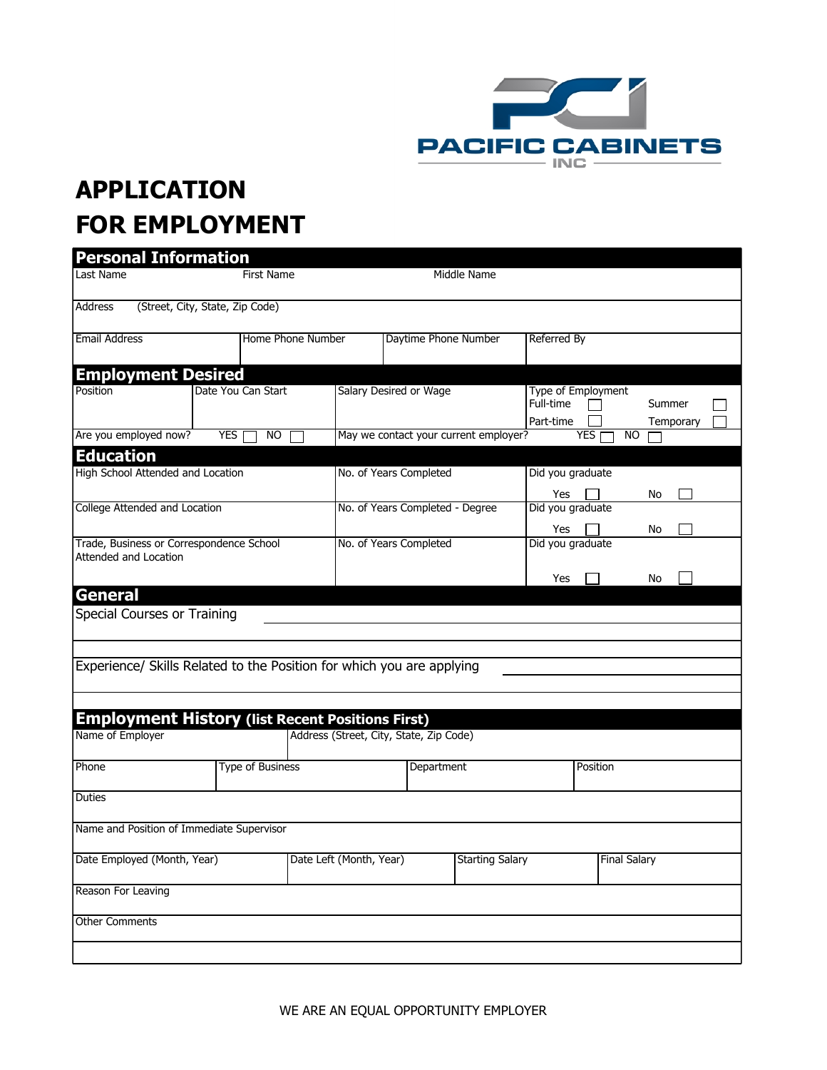PACIFIC CABINETS INC

# APPLICATION FOR EMPLOYMENT

## Personal Information

| Last Name | First Name | Middle Name | |
|---|---|---|---|
| Address (Street, City, State, Zip Code) | | | |
| Email Address | Home Phone Number | Daytime Phone Number | Referred By |

## Employment Desired

| Position | Date You Can Start | Salary Desired or Wage | Type of Employment: Full-time ☐ Part-time ☐ Summer ☐ Temporary ☐ |
|---|---|---|---|
| Are you employed now? YES ☐ NO ☐ | | May we contact your current employer? YES ☐ NO ☐ | |

## Education

| High School Attended and Location | No. of Years Completed | Did you graduate Yes ☐ No ☐ |
|---|---|---|
| College Attended and Location | No. of Years Completed - Degree | Did you graduate Yes ☐ No ☐ |
| Trade, Business or Correspondence School Attended and Location | No. of Years Completed | Did you graduate Yes ☐ No ☐ |

## General

Special Courses or Training ______________________________

Experience/ Skills Related to the Position for which you are applying ______________________________

## Employment History (list Recent Positions First)

| Name of Employer | Address (Street, City, State, Zip Code) | | |
|---|---|---|---|
| Phone | Type of Business | Department | Position |
| Duties | | | |
| Name and Position of Immediate Supervisor | | | |
| Date Employed (Month, Year) | Date Left (Month, Year) | Starting Salary | Final Salary |
| Reason For Leaving | | | |
| Other Comments | | | |

WE ARE AN EQUAL OPPORTUNITY EMPLOYER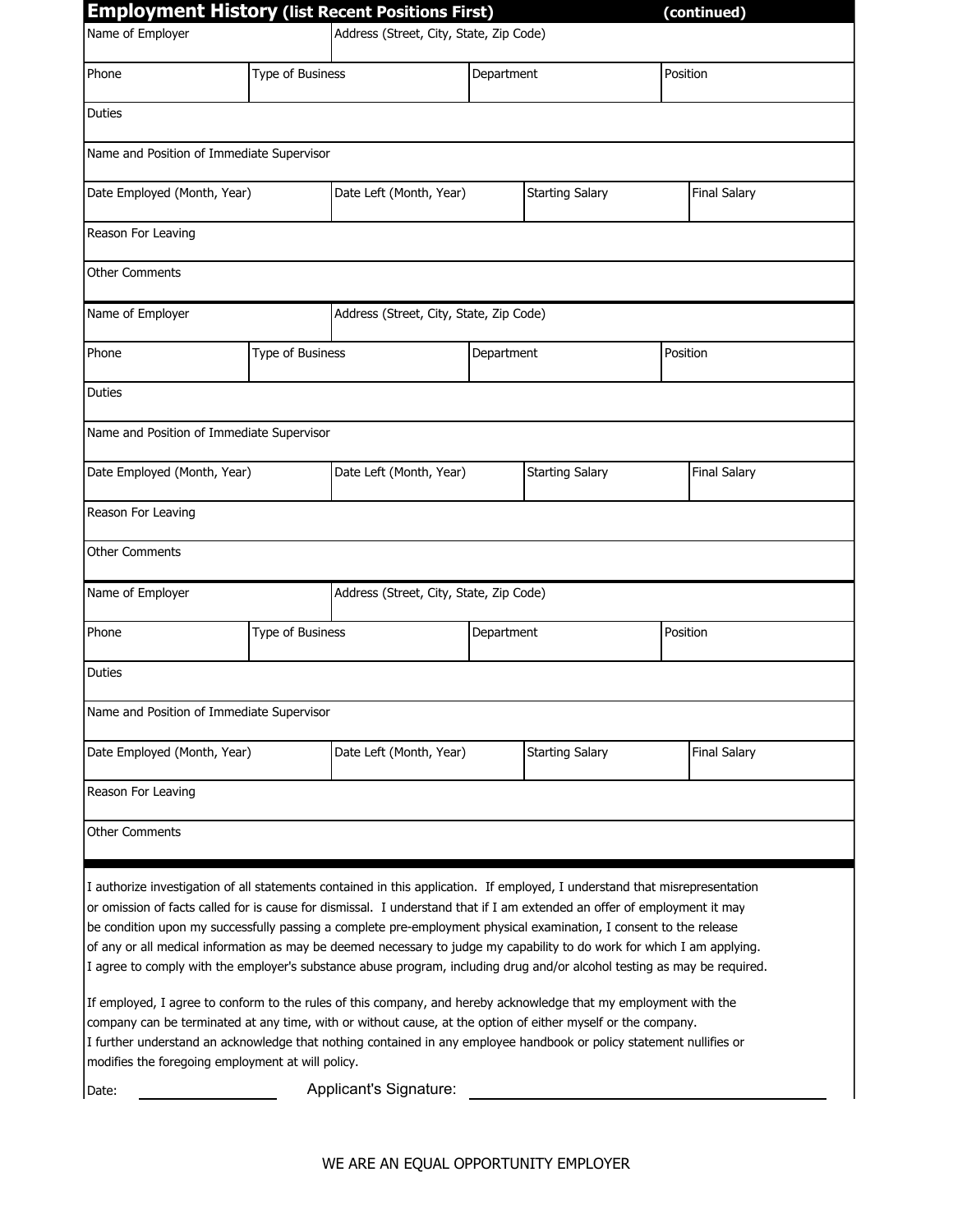## Employment History (list Recent Positions First) (continued)

| | | | |
|---|---|---|---|
| Name of Employer | Address (Street, City, State, Zip Code) | | |
| Phone | Type of Business | Department | Position |
| Duties | | | |
| Name and Position of Immediate Supervisor | | | |
| Date Employed (Month, Year) | Date Left (Month, Year) | Starting Salary | Final Salary |
| Reason For Leaving | | | |
| Other Comments | | | |

| | | | |
|---|---|---|---|
| Name of Employer | Address (Street, City, State, Zip Code) | | |
| Phone | Type of Business | Department | Position |
| Duties | | | |
| Name and Position of Immediate Supervisor | | | |
| Date Employed (Month, Year) | Date Left (Month, Year) | Starting Salary | Final Salary |
| Reason For Leaving | | | |
| Other Comments | | | |

| | | | |
|---|---|---|---|
| Name of Employer | Address (Street, City, State, Zip Code) | | |
| Phone | Type of Business | Department | Position |
| Duties | | | |
| Name and Position of Immediate Supervisor | | | |
| Date Employed (Month, Year) | Date Left (Month, Year) | Starting Salary | Final Salary |
| Reason For Leaving | | | |
| Other Comments | | | |

I authorize investigation of all statements contained in this application. If employed, I understand that misrepresentation or omission of facts called for is cause for dismissal. I understand that if I am extended an offer of employment it may be condition upon my successfully passing a complete pre-employment physical examination, I consent to the release of any or all medical information as may be deemed necessary to judge my capability to do work for which I am applying. I agree to comply with the employer's substance abuse program, including drug and/or alcohol testing as may be required.

If employed, I agree to conform to the rules of this company, and hereby acknowledge that my employment with the company can be terminated at any time, with or without cause, at the option of either myself or the company. I further understand an acknowledge that nothing contained in any employee handbook or policy statement nullifies or modifies the foregoing employment at will policy.

Date: ____________ Applicant's Signature: ______________________________

WE ARE AN EQUAL OPPORTUNITY EMPLOYER